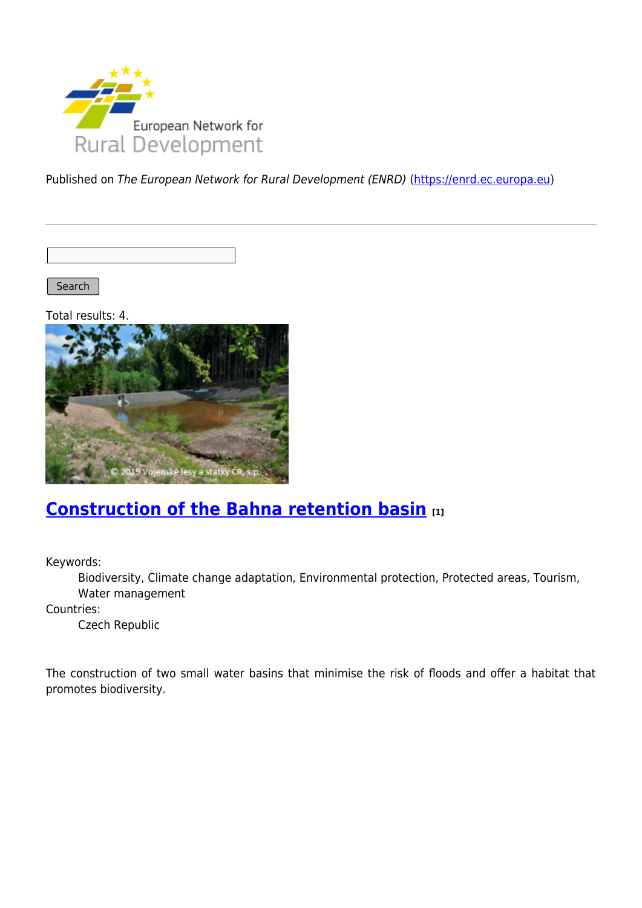Published on *The European Network for Rural Development (ENRD)* (https://enrd.ec.europa.eu)

Search

Total results: 4.

## Construction of the Bahna retention basin [1]

Keywords:
: Biodiversity, Climate change adaptation, Environmental protection, Protected areas, Tourism, Water management

Countries:
: Czech Republic

The construction of two small water basins that minimise the risk of floods and offer a habitat that promotes biodiversity.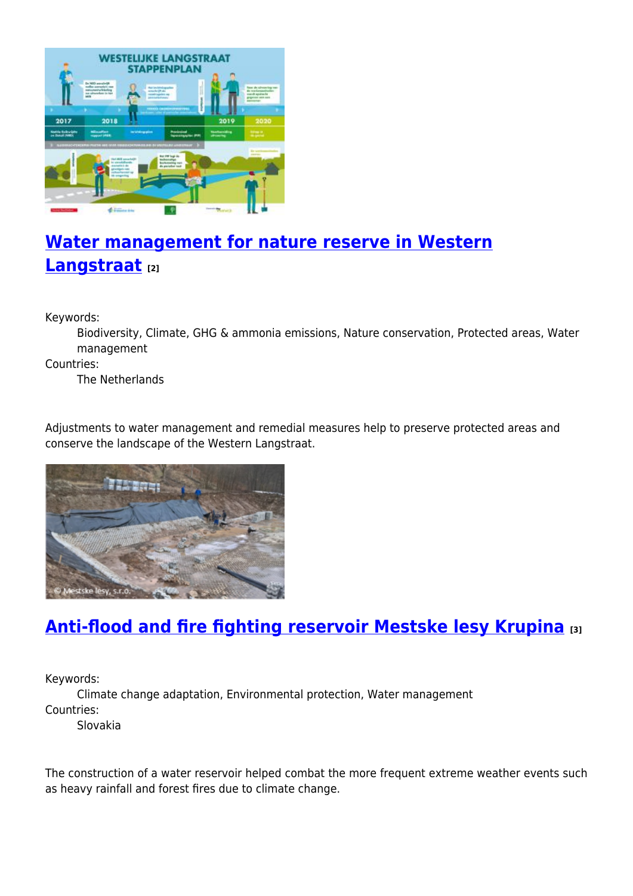## [Water management for nature reserve in Western Langstraat](#) [2]

Keywords:
: Biodiversity, Climate, GHG & ammonia emissions, Nature conservation, Protected areas, Water management

Countries:
: The Netherlands

Adjustments to water management and remedial measures help to preserve protected areas and conserve the landscape of the Western Langstraat.

## [Anti-flood and fire fighting reservoir Mestske lesy Krupina](#) [3]

Keywords:
: Climate change adaptation, Environmental protection, Water management

Countries:
: Slovakia

The construction of a water reservoir helped combat the more frequent extreme weather events such as heavy rainfall and forest fires due to climate change.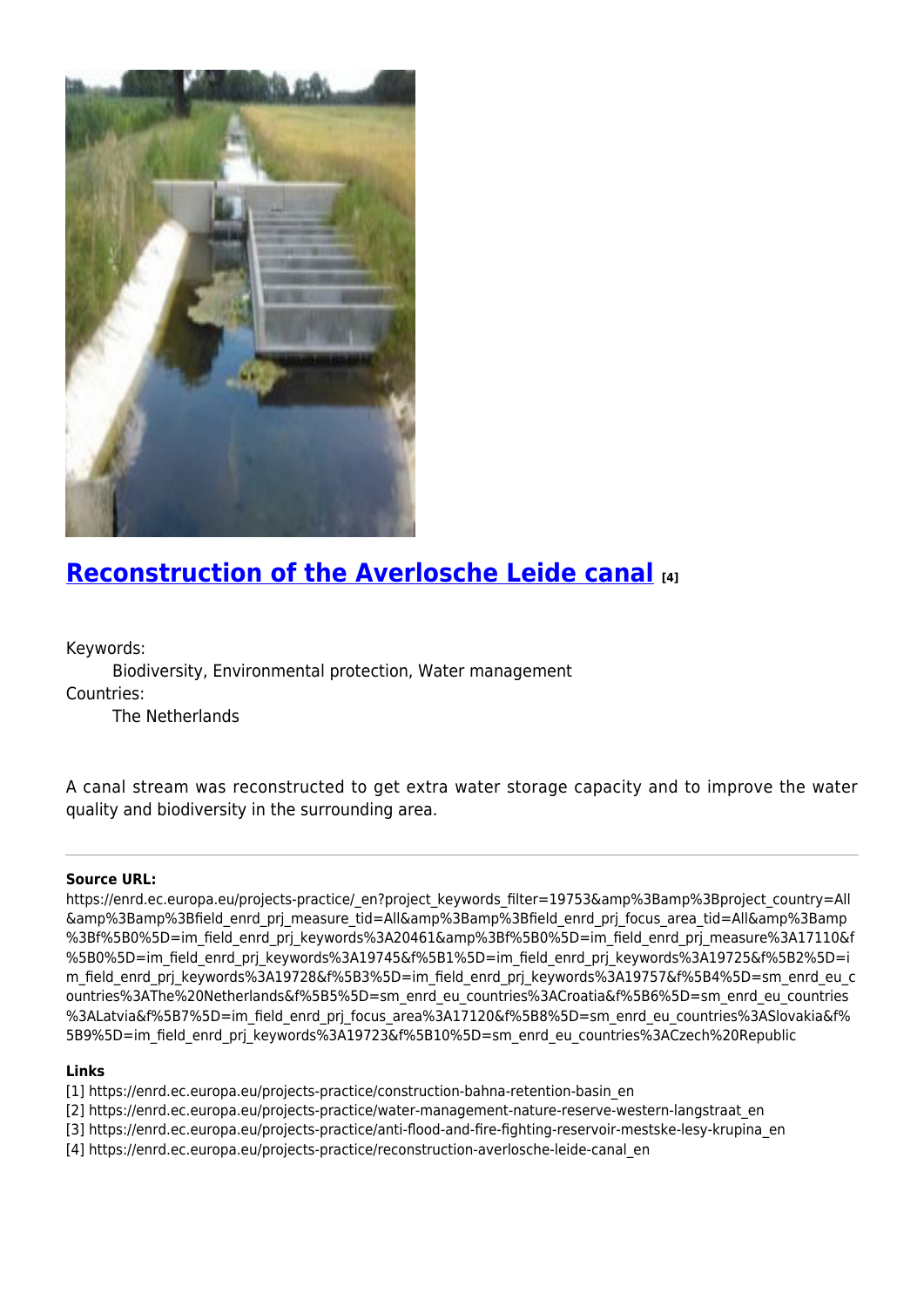## [Reconstruction of the Averlosche Leide canal](https://enrd.ec.europa.eu/projects-practice/reconstruction-averlosche-leide-canal_en) [4]

Keywords:

Biodiversity, Environmental protection, Water management

Countries:

The Netherlands

A canal stream was reconstructed to get extra water storage capacity and to improve the water quality and biodiversity in the surrounding area.

---

**Source URL:** https://enrd.ec.europa.eu/projects-practice/_en?project_keywords_filter=19753&amp%3Bamp%3Bproject_country=All&amp%3Bamp%3Bfield_enrd_prj_measure_tid=All&amp%3Bamp%3Bfield_enrd_prj_focus_area_tid=All&amp%3Bamp%3Bf%5B0%5D=im_field_enrd_prj_keywords%3A20461&amp%3Bf%5B0%5D=im_field_enrd_prj_measure%3A17110&f%5B0%5D=im_field_enrd_prj_keywords%3A19745&f%5B1%5D=im_field_enrd_prj_keywords%3A19725&f%5B2%5D=im_field_enrd_prj_keywords%3A19728&f%5B3%5D=im_field_enrd_prj_keywords%3A19757&f%5B4%5D=sm_enrd_eu_countries%3AThe%20Netherlands&f%5B5%5D=sm_enrd_eu_countries%3ACroatia&f%5B6%5D=sm_enrd_eu_countries%3ALatvia&f%5B7%5D=im_field_enrd_prj_focus_area%3A17120&f%5B8%5D=sm_enrd_eu_countries%3ASlovakia&f%5B9%5D=im_field_enrd_prj_keywords%3A19723&f%5B10%5D=sm_enrd_eu_countries%3ACzech%20Republic

**Links**

[1] https://enrd.ec.europa.eu/projects-practice/construction-bahna-retention-basin_en
[2] https://enrd.ec.europa.eu/projects-practice/water-management-nature-reserve-western-langstraat_en
[3] https://enrd.ec.europa.eu/projects-practice/anti-flood-and-fire-fighting-reservoir-mestske-lesy-krupina_en
[4] https://enrd.ec.europa.eu/projects-practice/reconstruction-averlosche-leide-canal_en